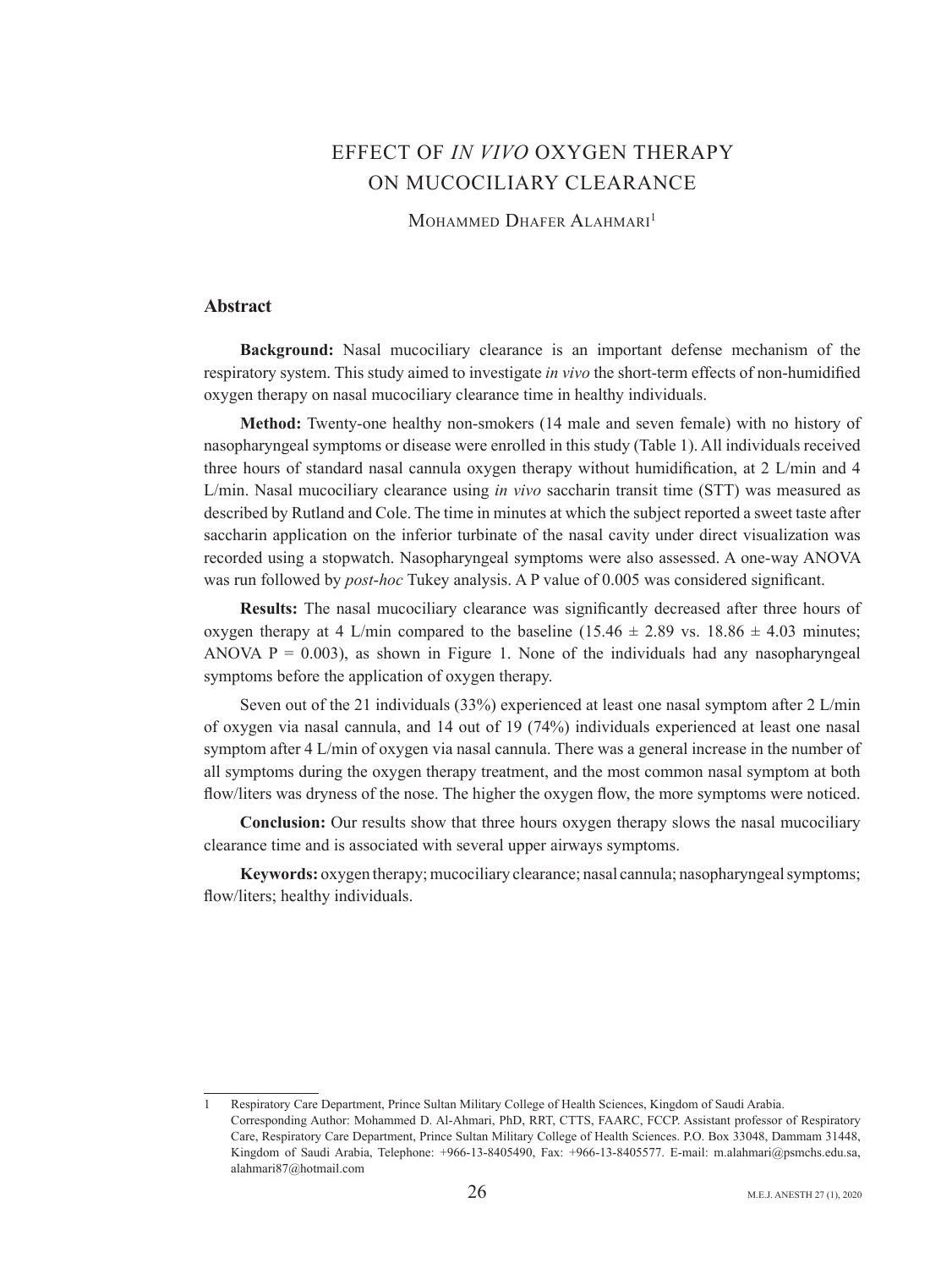# EFFECT OF *IN VIVO* OXYGEN THERAPY ON MUCOCILIARY CLEARANCE

Mohammed Dhafer Alahmari[1]

## Abstract

**Background:** Nasal mucociliary clearance is an important defense mechanism of the respiratory system. This study aimed to investigate *in vivo* the short-term effects of non-humidified oxygen therapy on nasal mucociliary clearance time in healthy individuals.

**Method:** Twenty-one healthy non-smokers (14 male and seven female) with no history of nasopharyngeal symptoms or disease were enrolled in this study (Table 1). All individuals received three hours of standard nasal cannula oxygen therapy without humidification, at 2 L/min and 4 L/min. Nasal mucociliary clearance using *in vivo* saccharin transit time (STT) was measured as described by Rutland and Cole. The time in minutes at which the subject reported a sweet taste after saccharin application on the inferior turbinate of the nasal cavity under direct visualization was recorded using a stopwatch. Nasopharyngeal symptoms were also assessed. A one-way ANOVA was run followed by *post-hoc* Tukey analysis. A P value of 0.005 was considered significant.

**Results:** The nasal mucociliary clearance was significantly decreased after three hours of oxygen therapy at 4 L/min compared to the baseline ($15.46 \pm 2.89$ vs. $18.86 \pm 4.03$ minutes; ANOVA $P = 0.003$), as shown in Figure 1. None of the individuals had any nasopharyngeal symptoms before the application of oxygen therapy.

Seven out of the 21 individuals (33%) experienced at least one nasal symptom after 2 L/min of oxygen via nasal cannula, and 14 out of 19 (74%) individuals experienced at least one nasal symptom after 4 L/min of oxygen via nasal cannula. There was a general increase in the number of all symptoms during the oxygen therapy treatment, and the most common nasal symptom at both flow/liters was dryness of the nose. The higher the oxygen flow, the more symptoms were noticed.

**Conclusion:** Our results show that three hours oxygen therapy slows the nasal mucociliary clearance time and is associated with several upper airways symptoms.

**Keywords:** oxygen therapy; mucociliary clearance; nasal cannula; nasopharyngeal symptoms; flow/liters; healthy individuals.

---

1 Respiratory Care Department, Prince Sultan Military College of Health Sciences, Kingdom of Saudi Arabia.
Corresponding Author: Mohammed D. Al-Ahmari, PhD, RRT, CTTS, FAARC, FCCP. Assistant professor of Respiratory Care, Respiratory Care Department, Prince Sultan Military College of Health Sciences. P.O. Box 33048, Dammam 31448, Kingdom of Saudi Arabia, Telephone: +966-13-8405490, Fax: +966-13-8405577. E-mail: m.alahmari@psmchs.edu.sa, alahmari87@hotmail.com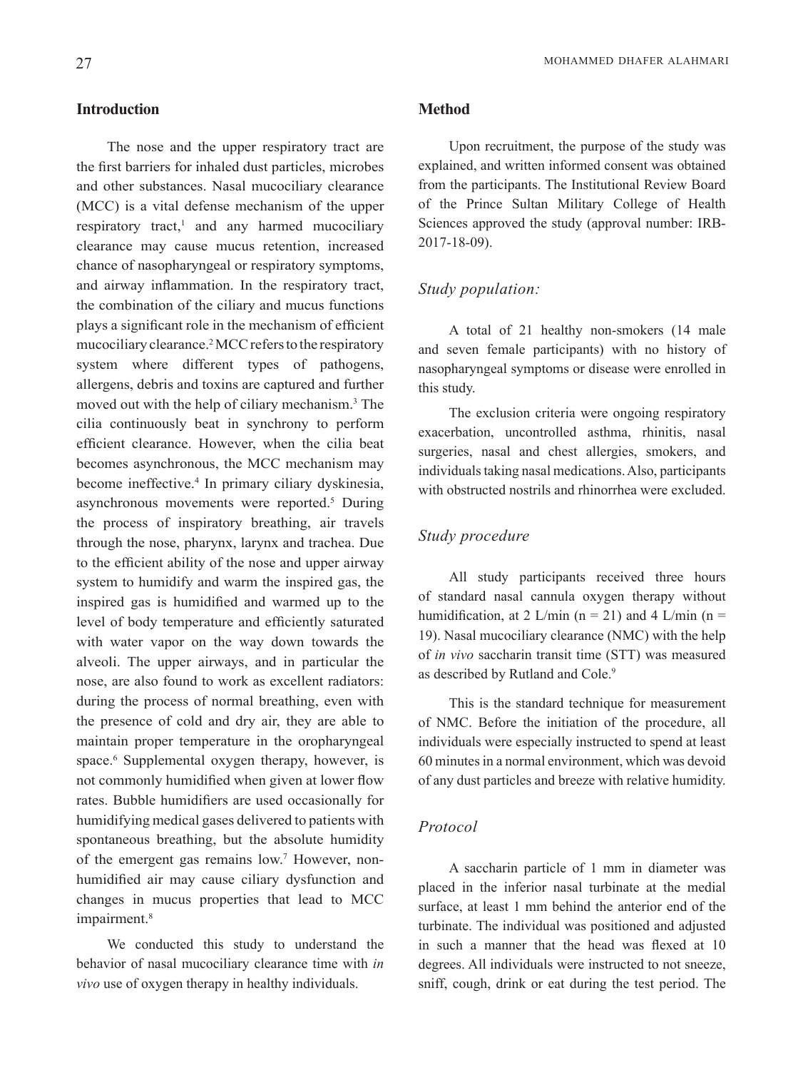## Introduction

The nose and the upper respiratory tract are the first barriers for inhaled dust particles, microbes and other substances. Nasal mucociliary clearance (MCC) is a vital defense mechanism of the upper respiratory tract,[1] and any harmed mucociliary clearance may cause mucus retention, increased chance of nasopharyngeal or respiratory symptoms, and airway inflammation. In the respiratory tract, the combination of the ciliary and mucus functions plays a significant role in the mechanism of efficient mucociliary clearance.[2] MCC refers to the respiratory system where different types of pathogens, allergens, debris and toxins are captured and further moved out with the help of ciliary mechanism.[3] The cilia continuously beat in synchrony to perform efficient clearance. However, when the cilia beat becomes asynchronous, the MCC mechanism may become ineffective.[4] In primary ciliary dyskinesia, asynchronous movements were reported.[5] During the process of inspiratory breathing, air travels through the nose, pharynx, larynx and trachea. Due to the efficient ability of the nose and upper airway system to humidify and warm the inspired gas, the inspired gas is humidified and warmed up to the level of body temperature and efficiently saturated with water vapor on the way down towards the alveoli. The upper airways, and in particular the nose, are also found to work as excellent radiators: during the process of normal breathing, even with the presence of cold and dry air, they are able to maintain proper temperature in the oropharyngeal space.[6] Supplemental oxygen therapy, however, is not commonly humidified when given at lower flow rates. Bubble humidifiers are used occasionally for humidifying medical gases delivered to patients with spontaneous breathing, but the absolute humidity of the emergent gas remains low.[7] However, non-humidified air may cause ciliary dysfunction and changes in mucus properties that lead to MCC impairment.[8]

We conducted this study to understand the behavior of nasal mucociliary clearance time with *in vivo* use of oxygen therapy in healthy individuals.

## Method

Upon recruitment, the purpose of the study was explained, and written informed consent was obtained from the participants. The Institutional Review Board of the Prince Sultan Military College of Health Sciences approved the study (approval number: IRB-2017-18-09).

### *Study population:*

A total of 21 healthy non-smokers (14 male and seven female participants) with no history of nasopharyngeal symptoms or disease were enrolled in this study.

The exclusion criteria were ongoing respiratory exacerbation, uncontrolled asthma, rhinitis, nasal surgeries, nasal and chest allergies, smokers, and individuals taking nasal medications. Also, participants with obstructed nostrils and rhinorrhea were excluded.

### *Study procedure*

All study participants received three hours of standard nasal cannula oxygen therapy without humidification, at 2 L/min (n = 21) and 4 L/min (n = 19). Nasal mucociliary clearance (NMC) with the help of *in vivo* saccharin transit time (STT) was measured as described by Rutland and Cole.[9]

This is the standard technique for measurement of NMC. Before the initiation of the procedure, all individuals were especially instructed to spend at least 60 minutes in a normal environment, which was devoid of any dust particles and breeze with relative humidity.

### *Protocol*

A saccharin particle of 1 mm in diameter was placed in the inferior nasal turbinate at the medial surface, at least 1 mm behind the anterior end of the turbinate. The individual was positioned and adjusted in such a manner that the head was flexed at 10 degrees. All individuals were instructed to not sneeze, sniff, cough, drink or eat during the test period. The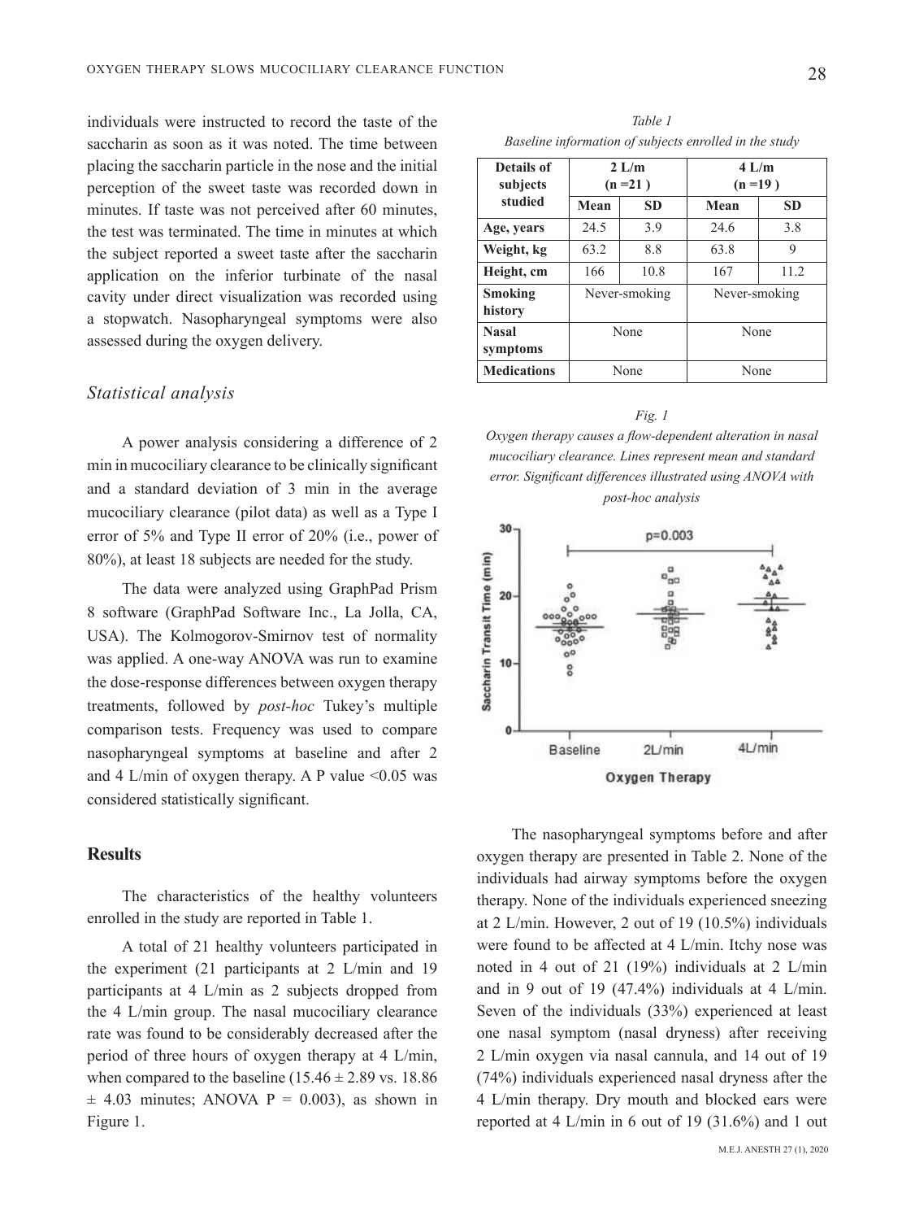individuals were instructed to record the taste of the saccharin as soon as it was noted. The time between placing the saccharin particle in the nose and the initial perception of the sweet taste was recorded down in minutes. If taste was not perceived after 60 minutes, the test was terminated. The time in minutes at which the subject reported a sweet taste after the saccharin application on the inferior turbinate of the nasal cavity under direct visualization was recorded using a stopwatch. Nasopharyngeal symptoms were also assessed during the oxygen delivery.

### *Statistical analysis*

A power analysis considering a difference of 2 min in mucociliary clearance to be clinically significant and a standard deviation of 3 min in the average mucociliary clearance (pilot data) as well as a Type I error of 5% and Type II error of 20% (i.e., power of 80%), at least 18 subjects are needed for the study.

The data were analyzed using GraphPad Prism 8 software (GraphPad Software Inc., La Jolla, CA, USA). The Kolmogorov-Smirnov test of normality was applied. A one-way ANOVA was run to examine the dose-response differences between oxygen therapy treatments, followed by *post-hoc* Tukey's multiple comparison tests. Frequency was used to compare nasopharyngeal symptoms at baseline and after 2 and 4 L/min of oxygen therapy. A P value <0.05 was considered statistically significant.

## Results

The characteristics of the healthy volunteers enrolled in the study are reported in Table 1.

A total of 21 healthy volunteers participated in the experiment (21 participants at 2 L/min and 19 participants at 4 L/min as 2 subjects dropped from the 4 L/min group. The nasal mucociliary clearance rate was found to be considerably decreased after the period of three hours of oxygen therapy at 4 L/min, when compared to the baseline (15.46 ± 2.89 vs. 18.86 ± 4.03 minutes; ANOVA P = 0.003), as shown in Figure 1.

*Table 1*
*Baseline information of subjects enrolled in the study*

| Details of subjects studied | 2 L/m (n =21 ) | | 4 L/m (n =19 ) | |
|---|---|---|---|---|
| | Mean | SD | Mean | SD |
| **Age, years** | 24.5 | 3.9 | 24.6 | 3.8 |
| **Weight, kg** | 63.2 | 8.8 | 63.8 | 9 |
| **Height, cm** | 166 | 10.8 | 167 | 11.2 |
| **Smoking history** | Never-smoking | | Never-smoking | |
| **Nasal symptoms** | None | | None | |
| **Medications** | None | | None | |

*Fig. 1*
*Oxygen therapy causes a flow-dependent alteration in nasal mucociliary clearance. Lines represent mean and standard error. Significant differences illustrated using ANOVA with post-hoc analysis*

The nasopharyngeal symptoms before and after oxygen therapy are presented in Table 2. None of the individuals had airway symptoms before the oxygen therapy. None of the individuals experienced sneezing at 2 L/min. However, 2 out of 19 (10.5%) individuals were found to be affected at 4 L/min. Itchy nose was noted in 4 out of 21 (19%) individuals at 2 L/min and in 9 out of 19 (47.4%) individuals at 4 L/min. Seven of the individuals (33%) experienced at least one nasal symptom (nasal dryness) after receiving 2 L/min oxygen via nasal cannula, and 14 out of 19 (74%) individuals experienced nasal dryness after the 4 L/min therapy. Dry mouth and blocked ears were reported at 4 L/min in 6 out of 19 (31.6%) and 1 out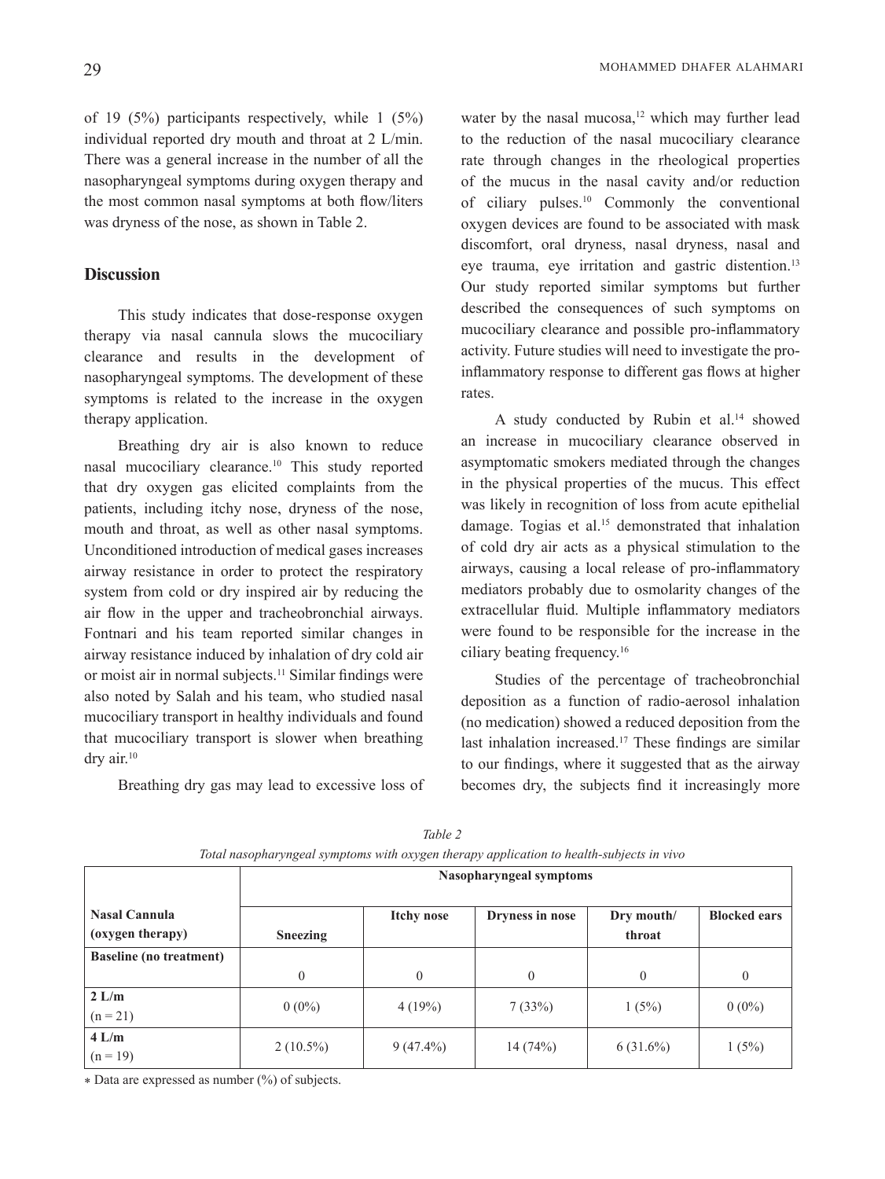of 19 (5%) participants respectively, while 1 (5%) individual reported dry mouth and throat at 2 L/min. There was a general increase in the number of all the nasopharyngeal symptoms during oxygen therapy and the most common nasal symptoms at both flow/liters was dryness of the nose, as shown in Table 2.

## Discussion

This study indicates that dose-response oxygen therapy via nasal cannula slows the mucociliary clearance and results in the development of nasopharyngeal symptoms. The development of these symptoms is related to the increase in the oxygen therapy application.

Breathing dry air is also known to reduce nasal mucociliary clearance.[10] This study reported that dry oxygen gas elicited complaints from the patients, including itchy nose, dryness of the nose, mouth and throat, as well as other nasal symptoms. Unconditioned introduction of medical gases increases airway resistance in order to protect the respiratory system from cold or dry inspired air by reducing the air flow in the upper and tracheobronchial airways. Fontnari and his team reported similar changes in airway resistance induced by inhalation of dry cold air or moist air in normal subjects.[11] Similar findings were also noted by Salah and his team, who studied nasal mucociliary transport in healthy individuals and found that mucociliary transport is slower when breathing dry air.[10]

Breathing dry gas may lead to excessive loss of water by the nasal mucosa,[12] which may further lead to the reduction of the nasal mucociliary clearance rate through changes in the rheological properties of the mucus in the nasal cavity and/or reduction of ciliary pulses.[10] Commonly the conventional oxygen devices are found to be associated with mask discomfort, oral dryness, nasal dryness, nasal and eye trauma, eye irritation and gastric distention.[13] Our study reported similar symptoms but further described the consequences of such symptoms on mucociliary clearance and possible pro-inflammatory activity. Future studies will need to investigate the pro-inflammatory response to different gas flows at higher rates.

A study conducted by Rubin et al.[14] showed an increase in mucociliary clearance observed in asymptomatic smokers mediated through the changes in the physical properties of the mucus. This effect was likely in recognition of loss from acute epithelial damage. Togias et al.[15] demonstrated that inhalation of cold dry air acts as a physical stimulation to the airways, causing a local release of pro-inflammatory mediators probably due to osmolarity changes of the extracellular fluid. Multiple inflammatory mediators were found to be responsible for the increase in the ciliary beating frequency.[16]

Studies of the percentage of tracheobronchial deposition as a function of radio-aerosol inhalation (no medication) showed a reduced deposition from the last inhalation increased.[17] These findings are similar to our findings, where it suggested that as the airway becomes dry, the subjects find it increasingly more

*Table 2*
*Total nasopharyngeal symptoms with oxygen therapy application to health-subjects in vivo*

| Nasal Cannula (oxygen therapy) | Nasopharyngeal symptoms | | | | |
|---|---|---|---|---|---|
| | **Sneezing** | **Itchy nose** | **Dryness in nose** | **Dry mouth/ throat** | **Blocked ears** |
| **Baseline (no treatment)** | 0 | 0 | 0 | 0 | 0 |
| **2 L/m** (n = 21) | 0 (0%) | 4 (19%) | 7 (33%) | 1 (5%) | 0 (0%) |
| **4 L/m** (n = 19) | 2 (10.5%) | 9 (47.4%) | 14 (74%) | 6 (31.6%) | 1 (5%) |

\* Data are expressed as number (%) of subjects.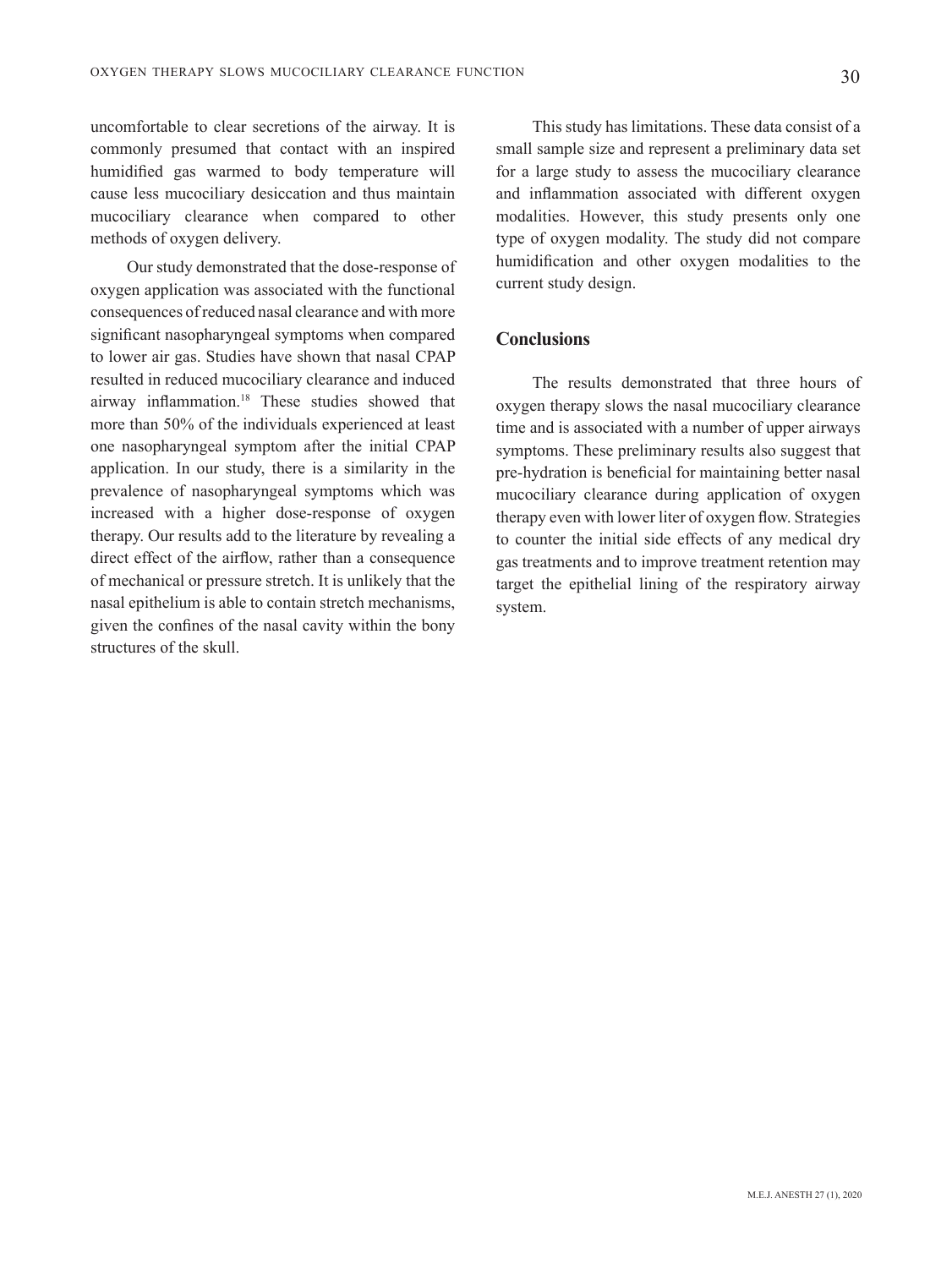uncomfortable to clear secretions of the airway. It is commonly presumed that contact with an inspired humidified gas warmed to body temperature will cause less mucociliary desiccation and thus maintain mucociliary clearance when compared to other methods of oxygen delivery.

Our study demonstrated that the dose-response of oxygen application was associated with the functional consequences of reduced nasal clearance and with more significant nasopharyngeal symptoms when compared to lower air gas. Studies have shown that nasal CPAP resulted in reduced mucociliary clearance and induced airway inflammation.[18] These studies showed that more than 50% of the individuals experienced at least one nasopharyngeal symptom after the initial CPAP application. In our study, there is a similarity in the prevalence of nasopharyngeal symptoms which was increased with a higher dose-response of oxygen therapy. Our results add to the literature by revealing a direct effect of the airflow, rather than a consequence of mechanical or pressure stretch. It is unlikely that the nasal epithelium is able to contain stretch mechanisms, given the confines of the nasal cavity within the bony structures of the skull.

This study has limitations. These data consist of a small sample size and represent a preliminary data set for a large study to assess the mucociliary clearance and inflammation associated with different oxygen modalities. However, this study presents only one type of oxygen modality. The study did not compare humidification and other oxygen modalities to the current study design.

## Conclusions

The results demonstrated that three hours of oxygen therapy slows the nasal mucociliary clearance time and is associated with a number of upper airways symptoms. These preliminary results also suggest that pre-hydration is beneficial for maintaining better nasal mucociliary clearance during application of oxygen therapy even with lower liter of oxygen flow. Strategies to counter the initial side effects of any medical dry gas treatments and to improve treatment retention may target the epithelial lining of the respiratory airway system.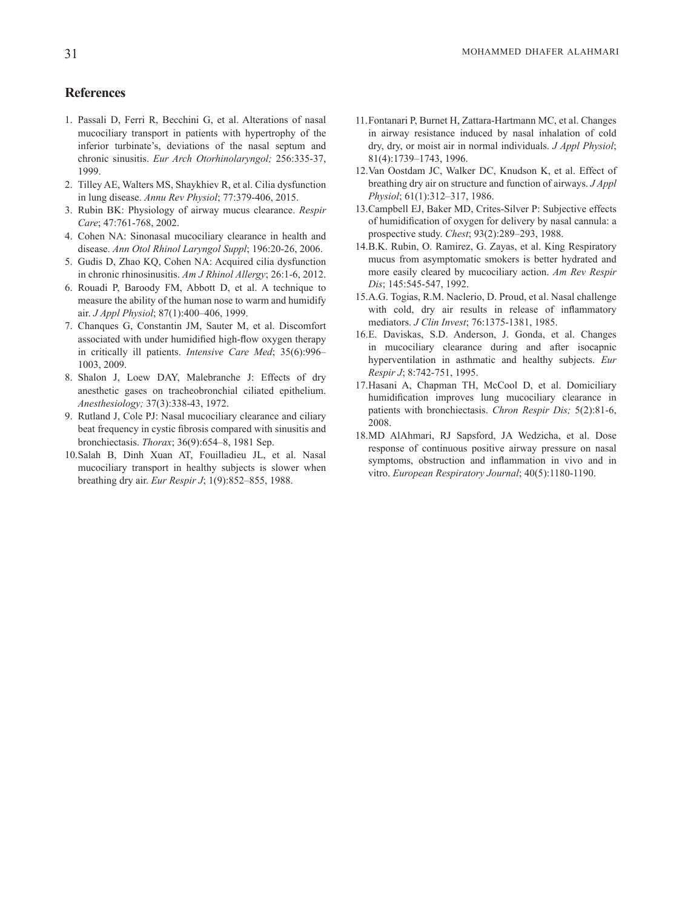## References

1. Passali D, Ferri R, Becchini G, et al. Alterations of nasal mucociliary transport in patients with hypertrophy of the inferior turbinate's, deviations of the nasal septum and chronic sinusitis. *Eur Arch Otorhinolaryngol;* 256:335-37, 1999.
2. Tilley AE, Walters MS, Shaykhiev R, et al. Cilia dysfunction in lung disease. *Annu Rev Physiol*; 77:379-406, 2015.
3. Rubin BK: Physiology of airway mucus clearance. *Respir Care*; 47:761-768, 2002.
4. Cohen NA: Sinonasal mucociliary clearance in health and disease. *Ann Otol Rhinol Laryngol Suppl*; 196:20-26, 2006.
5. Gudis D, Zhao KQ, Cohen NA: Acquired cilia dysfunction in chronic rhinosinusitis. *Am J Rhinol Allergy*; 26:1-6, 2012.
6. Rouadi P, Baroody FM, Abbott D, et al. A technique to measure the ability of the human nose to warm and humidify air. *J Appl Physiol*; 87(1):400–406, 1999.
7. Chanques G, Constantin JM, Sauter M, et al. Discomfort associated with under humidified high-flow oxygen therapy in critically ill patients. *Intensive Care Med*; 35(6):996–1003, 2009.
8. Shalon J, Loew DAY, Malebranche J: Effects of dry anesthetic gases on tracheobronchial ciliated epithelium. *Anesthesiology;* 37(3):338-43, 1972.
9. Rutland J, Cole PJ: Nasal mucociliary clearance and ciliary beat frequency in cystic fibrosis compared with sinusitis and bronchiectasis. *Thorax*; 36(9):654–8, 1981 Sep.
10. Salah B, Dinh Xuan AT, Fouilladieu JL, et al. Nasal mucociliary transport in healthy subjects is slower when breathing dry air. *Eur Respir J*; 1(9):852–855, 1988.
11. Fontanari P, Burnet H, Zattara-Hartmann MC, et al. Changes in airway resistance induced by nasal inhalation of cold dry, dry, or moist air in normal individuals. *J Appl Physiol*; 81(4):1739–1743, 1996.
12. Van Oostdam JC, Walker DC, Knudson K, et al. Effect of breathing dry air on structure and function of airways. *J Appl Physiol*; 61(1):312–317, 1986.
13. Campbell EJ, Baker MD, Crites-Silver P: Subjective effects of humidification of oxygen for delivery by nasal cannula: a prospective study. *Chest*; 93(2):289–293, 1988.
14. B.K. Rubin, O. Ramirez, G. Zayas, et al. King Respiratory mucus from asymptomatic smokers is better hydrated and more easily cleared by mucociliary action. *Am Rev Respir Dis*; 145:545-547, 1992.
15. A.G. Togias, R.M. Naclerio, D. Proud, et al. Nasal challenge with cold, dry air results in release of inflammatory mediators. *J Clin Invest*; 76:1375-1381, 1985.
16. E. Daviskas, S.D. Anderson, J. Gonda, et al. Changes in mucociliary clearance during and after isocapnic hyperventilation in asthmatic and healthy subjects. *Eur Respir J*; 8:742-751, 1995.
17. Hasani A, Chapman TH, McCool D, et al. Domiciliary humidification improves lung mucociliary clearance in patients with bronchiectasis. *Chron Respir Dis;* 5(2):81-6, 2008.
18. MD AlAhmari, RJ Sapsford, JA Wedzicha, et al. Dose response of continuous positive airway pressure on nasal symptoms, obstruction and inflammation in vivo and in vitro. *European Respiratory Journal*; 40(5):1180-1190.